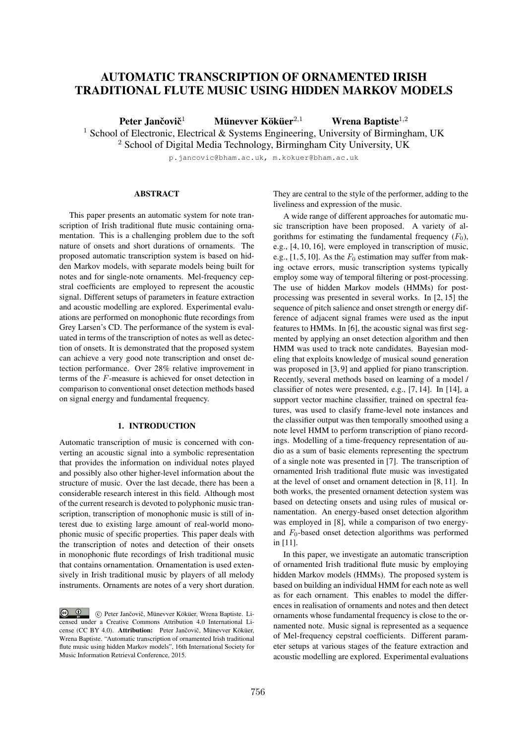# AUTOMATIC TRANSCRIPTION OF ORNAMENTED IRISH TRADITIONAL FLUTE MUSIC USING HIDDEN MARKOV MODELS

**Peter Jančovič**[1] **Münevver Köküer**[2,1] **Wrena Baptiste**[1,2]

[1] School of Electronic, Electrical & Systems Engineering, University of Birmingham, UK
[2] School of Digital Media Technology, Birmingham City University, UK

p.jancovic@bham.ac.uk, m.kokuer@bham.ac.uk

## ABSTRACT

This paper presents an automatic system for note transcription of Irish traditional flute music containing ornamentation. This is a challenging problem due to the soft nature of onsets and short durations of ornaments. The proposed automatic transcription system is based on hidden Markov models, with separate models being built for notes and for single-note ornaments. Mel-frequency cepstral coefficients are employed to represent the acoustic signal. Different setups of parameters in feature extraction and acoustic modelling are explored. Experimental evaluations are performed on monophonic flute recordings from Grey Larsen's CD. The performance of the system is evaluated in terms of the transcription of notes as well as detection of onsets. It is demonstrated that the proposed system can achieve a very good note transcription and onset detection performance. Over 28% relative improvement in terms of the $F$-measure is achieved for onset detection in comparison to conventional onset detection methods based on signal energy and fundamental frequency.

## 1. INTRODUCTION

Automatic transcription of music is concerned with converting an acoustic signal into a symbolic representation that provides the information on individual notes played and possibly also other higher-level information about the structure of music. Over the last decade, there has been a considerable research interest in this field. Although most of the current research is devoted to polyphonic music transcription, transcription of monophonic music is still of interest due to existing large amount of real-world monophonic music of specific properties. This paper deals with the transcription of notes and detection of their onsets in monophonic flute recordings of Irish traditional music that contains ornamentation. Ornamentation is used extensively in Irish traditional music by players of all melody instruments. Ornaments are notes of a very short duration. They are central to the style of the performer, adding to the liveliness and expression of the music.

A wide range of different approaches for automatic music transcription have been proposed. A variety of algorithms for estimating the fundamental frequency ($F_0$), e.g., [4, 10, 16], were employed in transcription of music, e.g., [1, 5, 10]. As the $F_0$ estimation may suffer from making octave errors, music transcription systems typically employ some way of temporal filtering or post-processing. The use of hidden Markov models (HMMs) for post-processing was presented in several works. In [2, 15] the sequence of pitch salience and onset strength or energy difference of adjacent signal frames were used as the input features to HMMs. In [6], the acoustic signal was first segmented by applying an onset detection algorithm and then HMM was used to track note candidates. Bayesian modeling that exploits knowledge of musical sound generation was proposed in [3, 9] and applied for piano transcription. Recently, several methods based on learning of a model / classifier of notes were presented, e.g., [7, 14]. In [14], a support vector machine classifier, trained on spectral features, was used to clasify frame-level note instances and the classifier output was then temporally smoothed using a note level HMM to perform transcription of piano recordings. Modelling of a time-frequency representation of audio as a sum of basic elements representing the spectrum of a single note was presented in [7]. The transcription of ornamented Irish traditional flute music was investigated at the level of onset and ornament detection in [8, 11]. In both works, the presented ornament detection system was based on detecting onsets and using rules of musical ornamentation. An energy-based onset detection algorithm was employed in [8], while a comparison of two energy- and $F_0$-based onset detection algorithms was performed in [11].

In this paper, we investigate an automatic transcription of ornamented Irish traditional flute music by employing hidden Markov models (HMMs). The proposed system is based on building an individual HMM for each note as well as for each ornament. This enables to model the differences in realisation of ornaments and notes and then detect ornaments whose fundamental frequency is close to the ornamented note. Music signal is represented as a sequence of Mel-frequency cepstral coefficients. Different parameter setups at various stages of the feature extraction and acoustic modelling are explored. Experimental evaluations

© Peter Jančovič, Münevver Köküer, Wrena Baptiste. Licensed under a Creative Commons Attribution 4.0 International License (CC BY 4.0). **Attribution:** Peter Jančovič, Münevver Köküer, Wrena Baptiste. "Automatic transcription of ornamented Irish traditional flute music using hidden Markov models", 16th International Society for Music Information Retrieval Conference, 2015.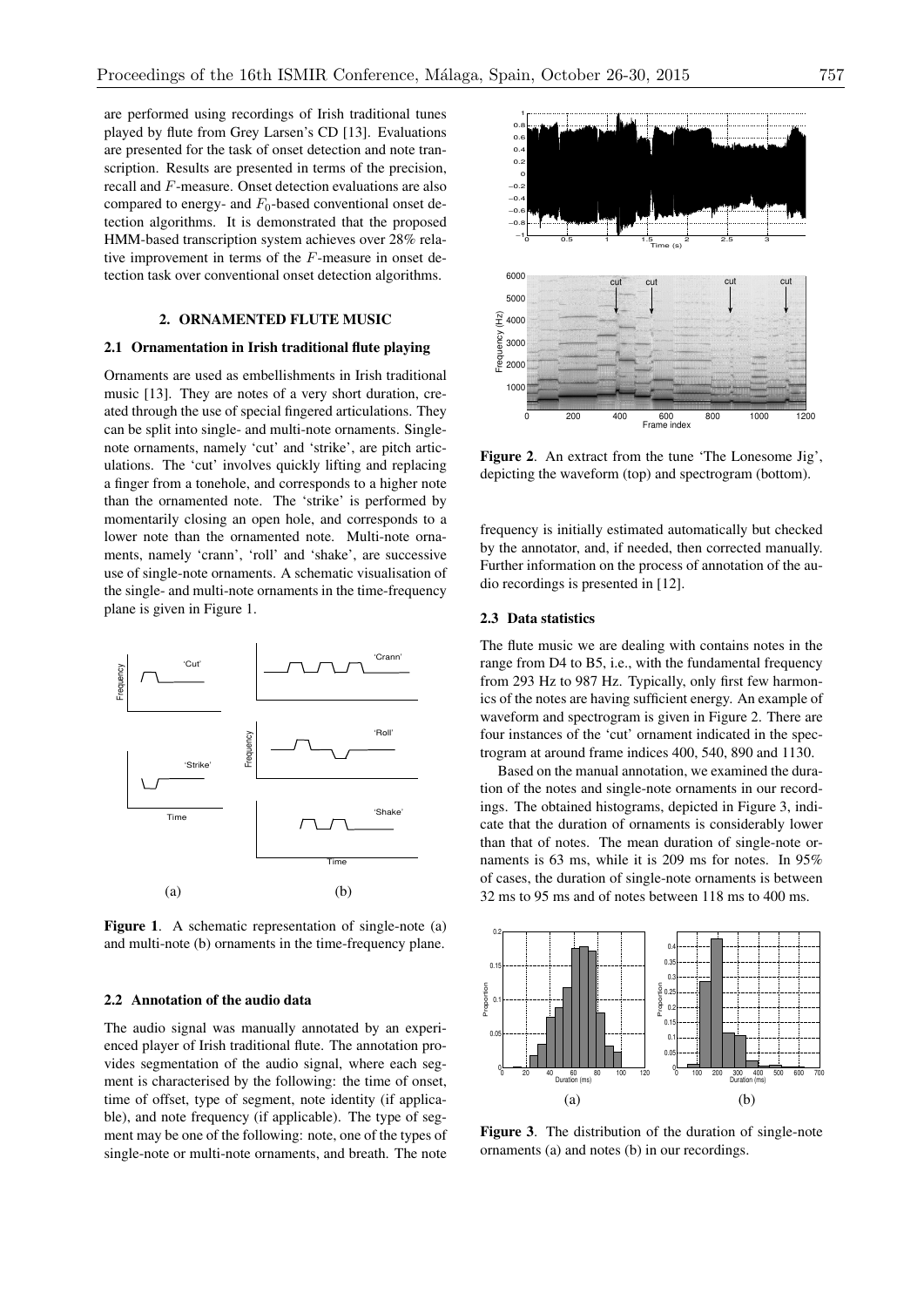are performed using recordings of Irish traditional tunes played by flute from Grey Larsen's CD [13]. Evaluations are presented for the task of onset detection and note transcription. Results are presented in terms of the precision, recall and $F$-measure. Onset detection evaluations are also compared to energy- and $F_0$-based conventional onset detection algorithms. It is demonstrated that the proposed HMM-based transcription system achieves over 28% relative improvement in terms of the $F$-measure in onset detection task over conventional onset detection algorithms.

## 2. ORNAMENTED FLUTE MUSIC

### 2.1 Ornamentation in Irish traditional flute playing

Ornaments are used as embellishments in Irish traditional music [13]. They are notes of a very short duration, created through the use of special fingered articulations. They can be split into single- and multi-note ornaments. Single-note ornaments, namely 'cut' and 'strike', are pitch articulations. The 'cut' involves quickly lifting and replacing a finger from a tonehole, and corresponds to a higher note than the ornamented note. The 'strike' is performed by momentarily closing an open hole, and corresponds to a lower note than the ornamented note. Multi-note ornaments, namely 'crann', 'roll' and 'shake', are successive use of single-note ornaments. A schematic visualisation of the single- and multi-note ornaments in the time-frequency plane is given in Figure 1.

**Figure 1**. A schematic representation of single-note (a) and multi-note (b) ornaments in the time-frequency plane.

### 2.2 Annotation of the audio data

The audio signal was manually annotated by an experienced player of Irish traditional flute. The annotation provides segmentation of the audio signal, where each segment is characterised by the following: the time of onset, time of offset, type of segment, note identity (if applicable), and note frequency (if applicable). The type of segment may be one of the following: note, one of the types of single-note or multi-note ornaments, and breath. The note frequency is initially estimated automatically but checked by the annotator, and, if needed, then corrected manually. Further information on the process of annotation of the audio recordings is presented in [12].

**Figure 2**. An extract from the tune 'The Lonesome Jig', depicting the waveform (top) and spectrogram (bottom).

### 2.3 Data statistics

The flute music we are dealing with contains notes in the range from D4 to B5, i.e., with the fundamental frequency from 293 Hz to 987 Hz. Typically, only first few harmonics of the notes are having sufficient energy. An example of waveform and spectrogram is given in Figure 2. There are four instances of the 'cut' ornament indicated in the spectrogram at around frame indices 400, 540, 890 and 1130.

Based on the manual annotation, we examined the duration of the notes and single-note ornaments in our recordings. The obtained histograms, depicted in Figure 3, indicate that the duration of ornaments is considerably lower than that of notes. The mean duration of single-note ornaments is 63 ms, while it is 209 ms for notes. In 95% of cases, the duration of single-note ornaments is between 32 ms to 95 ms and of notes between 118 ms to 400 ms.

**Figure 3**. The distribution of the duration of single-note ornaments (a) and notes (b) in our recordings.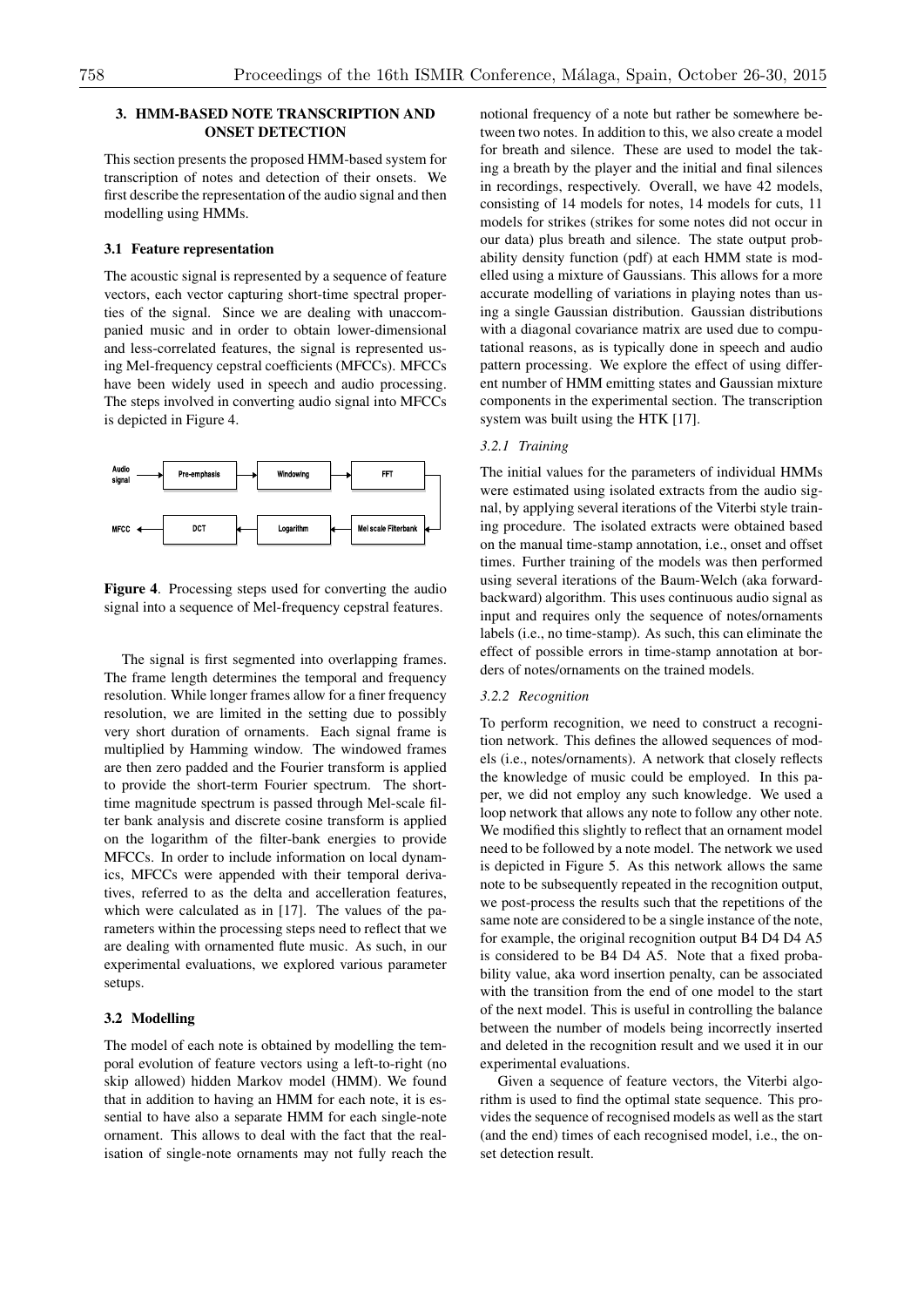## 3. HMM-BASED NOTE TRANSCRIPTION AND ONSET DETECTION

This section presents the proposed HMM-based system for transcription of notes and detection of their onsets. We first describe the representation of the audio signal and then modelling using HMMs.

### 3.1 Feature representation

The acoustic signal is represented by a sequence of feature vectors, each vector capturing short-time spectral properties of the signal. Since we are dealing with unaccompanied music and in order to obtain lower-dimensional and less-correlated features, the signal is represented using Mel-frequency cepstral coefficients (MFCCs). MFCCs have been widely used in speech and audio processing. The steps involved in converting audio signal into MFCCs is depicted in Figure 4.

**Figure 4**. Processing steps used for converting the audio signal into a sequence of Mel-frequency cepstral features.

The signal is first segmented into overlapping frames. The frame length determines the temporal and frequency resolution. While longer frames allow for a finer frequency resolution, we are limited in the setting due to possibly very short duration of ornaments. Each signal frame is multiplied by Hamming window. The windowed frames are then zero padded and the Fourier transform is applied to provide the short-term Fourier spectrum. The short-time magnitude spectrum is passed through Mel-scale filter bank analysis and discrete cosine transform is applied on the logarithm of the filter-bank energies to provide MFCCs. In order to include information on local dynamics, MFCCs were appended with their temporal derivatives, referred to as the delta and accelleration features, which were calculated as in [17]. The values of the parameters within the processing steps need to reflect that we are dealing with ornamented flute music. As such, in our experimental evaluations, we explored various parameter setups.

### 3.2 Modelling

The model of each note is obtained by modelling the temporal evolution of feature vectors using a left-to-right (no skip allowed) hidden Markov model (HMM). We found that in addition to having an HMM for each note, it is essential to have also a separate HMM for each single-note ornament. This allows to deal with the fact that the realisation of single-note ornaments may not fully reach the notional frequency of a note but rather be somewhere between two notes. In addition to this, we also create a model for breath and silence. These are used to model the taking a breath by the player and the initial and final silences in recordings, respectively. Overall, we have 42 models, consisting of 14 models for notes, 14 models for cuts, 11 models for strikes (strikes for some notes did not occur in our data) plus breath and silence. The state output probability density function (pdf) at each HMM state is modelled using a mixture of Gaussians. This allows for a more accurate modelling of variations in playing notes than using a single Gaussian distribution. Gaussian distributions with a diagonal covariance matrix are used due to computational reasons, as is typically done in speech and audio pattern processing. We explore the effect of using different number of HMM emitting states and Gaussian mixture components in the experimental section. The transcription system was built using the HTK [17].

#### *3.2.1 Training*

The initial values for the parameters of individual HMMs were estimated using isolated extracts from the audio signal, by applying several iterations of the Viterbi style training procedure. The isolated extracts were obtained based on the manual time-stamp annotation, i.e., onset and offset times. Further training of the models was then performed using several iterations of the Baum-Welch (aka forward-backward) algorithm. This uses continuous audio signal as input and requires only the sequence of notes/ornaments labels (i.e., no time-stamp). As such, this can eliminate the effect of possible errors in time-stamp annotation at borders of notes/ornaments on the trained models.

#### *3.2.2 Recognition*

To perform recognition, we need to construct a recognition network. This defines the allowed sequences of models (i.e., notes/ornaments). A network that closely reflects the knowledge of music could be employed. In this paper, we did not employ any such knowledge. We used a loop network that allows any note to follow any other note. We modified this slightly to reflect that an ornament model need to be followed by a note model. The network we used is depicted in Figure 5. As this network allows the same note to be subsequently repeated in the recognition output, we post-process the results such that the repetitions of the same note are considered to be a single instance of the note, for example, the original recognition output B4 D4 D4 A5 is considered to be B4 D4 A5. Note that a fixed probability value, aka word insertion penalty, can be associated with the transition from the end of one model to the start of the next model. This is useful in controlling the balance between the number of models being incorrectly inserted and deleted in the recognition result and we used it in our experimental evaluations.

Given a sequence of feature vectors, the Viterbi algorithm is used to find the optimal state sequence. This provides the sequence of recognised models as well as the start (and the end) times of each recognised model, i.e., the onset detection result.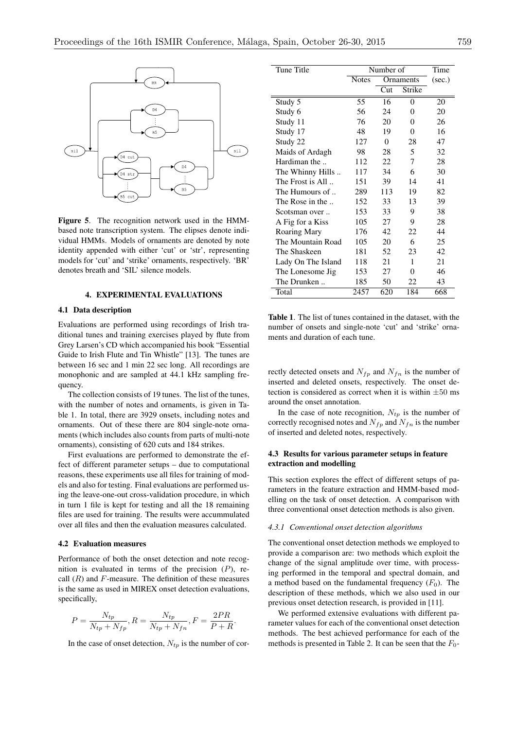**Figure 5**. The recognition network used in the HMM-based note transcription system. The elipses denote individual HMMs. Models of ornaments are denoted by note identity appended with either 'cut' or 'str', representing models for 'cut' and 'strike' ornaments, respectively. 'BR' denotes breath and 'SIL' silence models.

## 4. EXPERIMENTAL EVALUATIONS

### 4.1 Data description

Evaluations are performed using recordings of Irish traditional tunes and training exercises played by flute from Grey Larsen's CD which accompanied his book "Essential Guide to Irish Flute and Tin Whistle" [13]. The tunes are between 16 sec and 1 min 22 sec long. All recordings are monophonic and are sampled at 44.1 kHz sampling frequency.

The collection consists of 19 tunes. The list of the tunes, with the number of notes and ornaments, is given in Table 1. In total, there are 3929 onsets, including notes and ornaments. Out of these there are 804 single-note ornaments (which includes also counts from parts of multi-note ornaments), consisting of 620 cuts and 184 strikes.

First evaluations are performed to demonstrate the effect of different parameter setups – due to computational reasons, these experiments use all files for training of models and also for testing. Final evaluations are performed using the leave-one-out cross-validation procedure, in which in turn 1 file is kept for testing and all the 18 remaining files are used for training. The results were accummulated over all files and then the evaluation measures calculated.

### 4.2 Evaluation measures

Performance of both the onset detection and note recognition is evaluated in terms of the precision ($P$), recall ($R$) and $F$-measure. The definition of these measures is the same as used in MIREX onset detection evaluations, specifically,

$$P = \frac{N_{tp}}{N_{tp} + N_{fp}}, R = \frac{N_{tp}}{N_{tp} + N_{fn}}, F = \frac{2PR}{P + R}.$$

In the case of onset detection, $N_{tp}$ is the number of correctly detected onsets and $N_{fp}$ and $N_{fn}$ is the number of inserted and deleted onsets, respectively. The onset detection is considered as correct when it is within $\pm 50$ ms around the onset annotation.

In the case of note recognition, $N_{tp}$ is the number of correctly recognised notes and $N_{fp}$ and $N_{fn}$ is the number of inserted and deleted notes, respectively.

| Tune Title | Number of | | | Time |
|---|---|---|---|---|
| | Notes | Ornaments | | (sec.) |
| | | Cut | Strike | |
| Study 5 | 55 | 16 | 0 | 20 |
| Study 6 | 56 | 24 | 0 | 20 |
| Study 11 | 76 | 20 | 0 | 26 |
| Study 17 | 48 | 19 | 0 | 16 |
| Study 22 | 127 | 0 | 28 | 47 |
| Maids of Ardagh | 98 | 28 | 5 | 32 |
| Hardiman the .. | 112 | 22 | 7 | 28 |
| The Whinny Hills .. | 117 | 34 | 6 | 30 |
| The Frost is All .. | 151 | 39 | 14 | 41 |
| The Humours of .. | 289 | 113 | 19 | 82 |
| The Rose in the .. | 152 | 33 | 13 | 39 |
| Scotsman over .. | 153 | 33 | 9 | 38 |
| A Fig for a Kiss | 105 | 27 | 9 | 28 |
| Roaring Mary | 176 | 42 | 22 | 44 |
| The Mountain Road | 105 | 20 | 6 | 25 |
| The Shaskeen | 181 | 52 | 23 | 42 |
| Lady On The Island | 118 | 21 | 1 | 21 |
| The Lonesome Jig | 153 | 27 | 0 | 46 |
| The Drunken .. | 185 | 50 | 22 | 43 |
| Total | 2457 | 620 | 184 | 668 |

**Table 1**. The list of tunes contained in the dataset, with the number of onsets and single-note 'cut' and 'strike' ornaments and duration of each tune.

### 4.3 Results for various parameter setups in feature extraction and modelling

This section explores the effect of different setups of parameters in the feature extraction and HMM-based modelling on the task of onset detection. A comparison with three conventional onset detection methods is also given.

#### *4.3.1 Conventional onset detection algorithms*

The conventional onset detection methods we employed to provide a comparison are: two methods which exploit the change of the signal amplitude over time, with processing performed in the temporal and spectral domain, and a method based on the fundamental frequency ($F_0$). The description of these methods, which we also used in our previous onset detection research, is provided in [11].

We performed extensive evaluations with different parameter values for each of the conventional onset detection methods. The best achieved performance for each of the methods is presented in Table 2. It can be seen that the $F_0$-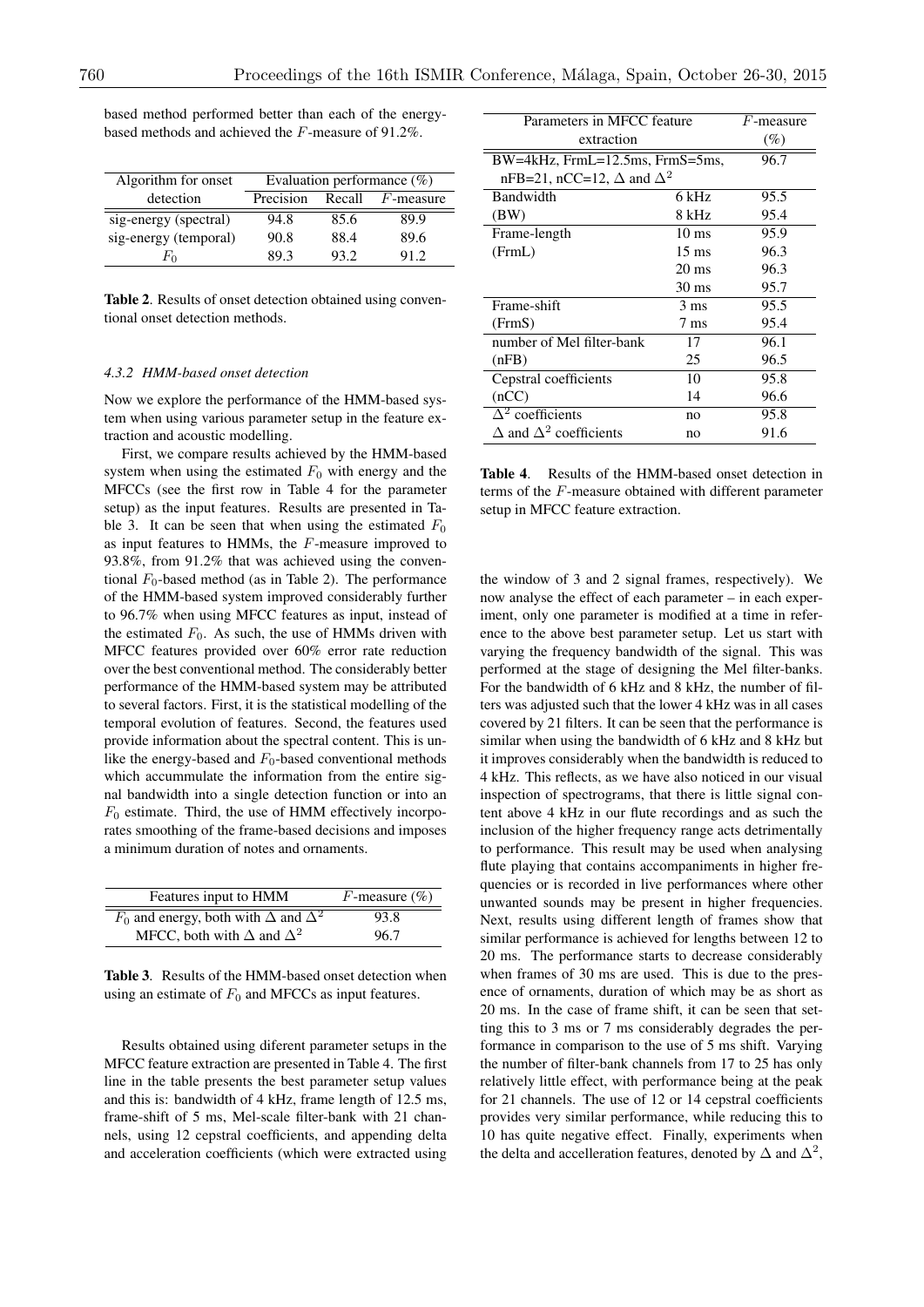based method performed better than each of the energy-based methods and achieved the $F$-measure of 91.2%.

| Algorithm for onset detection | Evaluation performance (%) | | |
|---|---|---|---|
| | Precision | Recall | $F$-measure |
| sig-energy (spectral) | 94.8 | 85.6 | 89.9 |
| sig-energy (temporal) | 90.8 | 88.4 | 89.6 |
| $F_0$ | 89.3 | 93.2 | 91.2 |

**Table 2**. Results of onset detection obtained using conventional onset detection methods.

#### 4.3.2 HMM-based onset detection

Now we explore the performance of the HMM-based system when using various parameter setup in the feature extraction and acoustic modelling.

First, we compare results achieved by the HMM-based system when using the estimated $F_0$ with energy and the MFCCs (see the first row in Table 4 for the parameter setup) as the input features. Results are presented in Table 3. It can be seen that when using the estimated $F_0$ as input features to HMMs, the $F$-measure improved to 93.8%, from 91.2% that was achieved using the conventional $F_0$-based method (as in Table 2). The performance of the HMM-based system improved considerably further to 96.7% when using MFCC features as input, instead of the estimated $F_0$. As such, the use of HMMs driven with MFCC features provided over 60% error rate reduction over the best conventional method. The considerably better performance of the HMM-based system may be attributed to several factors. First, it is the statistical modelling of the temporal evolution of features. Second, the features used provide information about the spectral content. This is unlike the energy-based and $F_0$-based conventional methods which accummulate the information from the entire signal bandwidth into a single detection function or into an $F_0$ estimate. Third, the use of HMM effectively incorporates smoothing of the frame-based decisions and imposes a minimum duration of notes and ornaments.

| Features input to HMM | $F$-measure (%) |
|---|---|
| $F_0$ and energy, both with $\Delta$ and $\Delta^2$ | 93.8 |
| MFCC, both with $\Delta$ and $\Delta^2$ | 96.7 |

**Table 3**. Results of the HMM-based onset detection when using an estimate of $F_0$ and MFCCs as input features.

Results obtained using diferent parameter setups in the MFCC feature extraction are presented in Table 4. The first line in the table presents the best parameter setup values and this is: bandwidth of 4 kHz, frame length of 12.5 ms, frame-shift of 5 ms, Mel-scale filter-bank with 21 channels, using 12 cepstral coefficients, and appending delta and acceleration coefficients (which were extracted using the window of 3 and 2 signal frames, respectively). We now analyse the effect of each parameter – in each experiment, only one parameter is modified at a time in reference to the above best parameter setup. Let us start with varying the frequency bandwidth of the signal. This was performed at the stage of designing the Mel filter-banks. For the bandwidth of 6 kHz and 8 kHz, the number of filters was adjusted such that the lower 4 kHz was in all cases covered by 21 filters. It can be seen that the performance is similar when using the bandwidth of 6 kHz and 8 kHz but it improves considerably when the bandwidth is reduced to 4 kHz. This reflects, as we have also noticed in our visual inspection of spectrograms, that there is little signal content above 4 kHz in our flute recordings and as such the inclusion of the higher frequency range acts detrimentally to performance. This result may be used when analysing flute playing that contains accompaniments in higher frequencies or is recorded in live performances where other unwanted sounds may be present in higher frequencies. Next, results using different length of frames show that similar performance is achieved for lengths between 12 to 20 ms. The performance starts to decrease considerably when frames of 30 ms are used. This is due to the presence of ornaments, duration of which may be as short as 20 ms. In the case of frame shift, it can be seen that setting this to 3 ms or 7 ms considerably degrades the performance in comparison to the use of 5 ms shift. Varying the number of filter-bank channels from 17 to 25 has only relatively little effect, with performance being at the peak for 21 channels. The use of 12 or 14 cepstral coefficients provides very similar performance, while reducing this to 10 has quite negative effect. Finally, experiments when the delta and accelleration features, denoted by $\Delta$ and $\Delta^2$,

| Parameters in MFCC feature extraction | | $F$-measure (%) |
|---|---|---|
| BW=4kHz, FrmL=12.5ms, FrmS=5ms, nFB=21, nCC=12, $\Delta$ and $\Delta^2$ | | 96.7 |
| Bandwidth (BW) | 6 kHz | 95.5 |
| | 8 kHz | 95.4 |
| Frame-length (FrmL) | 10 ms | 95.9 |
| | 15 ms | 96.3 |
| | 20 ms | 96.3 |
| | 30 ms | 95.7 |
| Frame-shift (FrmS) | 3 ms | 95.5 |
| | 7 ms | 95.4 |
| number of Mel filter-bank (nFB) | 17 | 96.1 |
| | 25 | 96.5 |
| Cepstral coefficients (nCC) | 10 | 95.8 |
| | 14 | 96.6 |
| $\Delta^2$ coefficients | no | 95.8 |
| $\Delta$ and $\Delta^2$ coefficients | no | 91.6 |

**Table 4**. Results of the HMM-based onset detection in terms of the $F$-measure obtained with different parameter setup in MFCC feature extraction.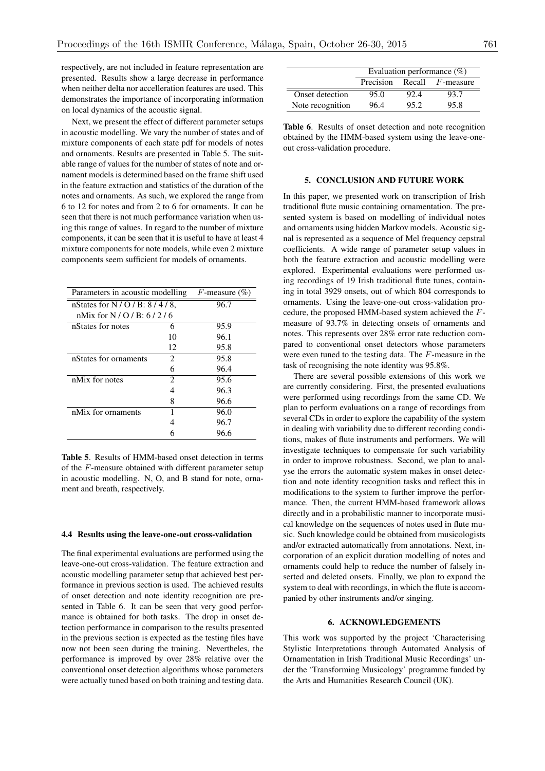respectively, are not included in feature representation are presented. Results show a large decrease in performance when neither delta nor accelleration features are used. This demonstrates the importance of incorporating information on local dynamics of the acoustic signal.

Next, we present the effect of different parameter setups in acoustic modelling. We vary the number of states and of mixture components of each state pdf for models of notes and ornaments. Results are presented in Table 5. The suitable range of values for the number of states of note and ornament models is determined based on the frame shift used in the feature extraction and statistics of the duration of the notes and ornaments. As such, we explored the range from 6 to 12 for notes and from 2 to 6 for ornaments. It can be seen that there is not much performance variation when using this range of values. In regard to the number of mixture components, it can be seen that it is useful to have at least 4 mixture components for note models, while even 2 mixture components seem sufficient for models of ornaments.

| Parameters in acoustic modelling | | $F$-measure (%) |
|---|---|---|
| nStates for N / O / B: 8 / 4 / 8, nMix for N / O / B: 6 / 2 / 6 | | 96.7 |
| nStates for notes | 6 | 95.9 |
| | 10 | 96.1 |
| | 12 | 95.8 |
| nStates for ornaments | 2 | 95.8 |
| | 6 | 96.4 |
| nMix for notes | 2 | 95.6 |
| | 4 | 96.3 |
| | 8 | 96.6 |
| nMix for ornaments | 1 | 96.0 |
| | 4 | 96.7 |
| | 6 | 96.6 |

**Table 5**. Results of HMM-based onset detection in terms of the $F$-measure obtained with different parameter setup in acoustic modelling. N, O, and B stand for note, ornament and breath, respectively.

### 4.4 Results using the leave-one-out cross-validation

The final experimental evaluations are performed using the leave-one-out cross-validation. The feature extraction and acoustic modelling parameter setup that achieved best performance in previous section is used. The achieved results of onset detection and note identity recognition are presented in Table 6. It can be seen that very good performance is obtained for both tasks. The drop in onset detection performance in comparison to the results presented in the previous section is expected as the testing files have now not been seen during the training. Nevertheles, the performance is improved by over 28% relative over the conventional onset detection algorithms whose parameters were actually tuned based on both training and testing data.

| | Evaluation performance (%) | | |
|---|---|---|---|
| | Precision | Recall | $F$-measure |
| Onset detection | 95.0 | 92.4 | 93.7 |
| Note recognition | 96.4 | 95.2 | 95.8 |

**Table 6**. Results of onset detection and note recognition obtained by the HMM-based system using the leave-one-out cross-validation procedure.

## 5. CONCLUSION AND FUTURE WORK

In this paper, we presented work on transcription of Irish traditional flute music containing ornamentation. The presented system is based on modelling of individual notes and ornaments using hidden Markov models. Acoustic signal is represented as a sequence of Mel frequency cepstral coefficients. A wide range of parameter setup values in both the feature extraction and acoustic modelling were explored. Experimental evaluations were performed using recordings of 19 Irish traditional flute tunes, containing in total 3929 onsets, out of which 804 corresponds to ornaments. Using the leave-one-out cross-validation procedure, the proposed HMM-based system achieved the $F$-measure of 93.7% in detecting onsets of ornaments and notes. This represents over 28% error rate reduction compared to conventional onset detectors whose parameters were even tuned to the testing data. The $F$-measure in the task of recognising the note identity was 95.8%.

There are several possible extensions of this work we are currently considering. First, the presented evaluations were performed using recordings from the same CD. We plan to perform evaluations on a range of recordings from several CDs in order to explore the capability of the system in dealing with variability due to different recording conditions, makes of flute instruments and performers. We will investigate techniques to compensate for such variability in order to improve robustness. Second, we plan to analyse the errors the automatic system makes in onset detection and note identity recognition tasks and reflect this in modifications to the system to further improve the performance. Then, the current HMM-based framework allows directly and in a probabilistic manner to incorporate musical knowledge on the sequences of notes used in flute music. Such knowledge could be obtained from musicologists and/or extracted automatically from annotations. Next, incorporation of an explicit duration modelling of notes and ornaments could help to reduce the number of falsely inserted and deleted onsets. Finally, we plan to expand the system to deal with recordings, in which the flute is accompanied by other instruments and/or singing.

## 6. ACKNOWLEDGEMENTS

This work was supported by the project 'Characterising Stylistic Interpretations through Automated Analysis of Ornamentation in Irish Traditional Music Recordings' under the 'Transforming Musicology' programme funded by the Arts and Humanities Research Council (UK).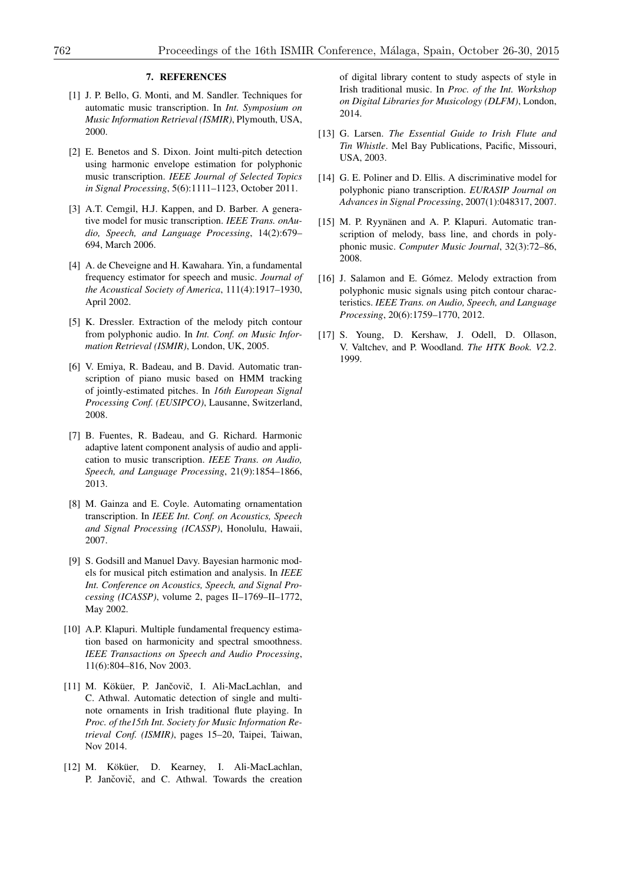## 7. REFERENCES

[1] J. P. Bello, G. Monti, and M. Sandler. Techniques for automatic music transcription. In *Int. Symposium on Music Information Retrieval (ISMIR)*, Plymouth, USA, 2000.

[2] E. Benetos and S. Dixon. Joint multi-pitch detection using harmonic envelope estimation for polyphonic music transcription. *IEEE Journal of Selected Topics in Signal Processing*, 5(6):1111–1123, October 2011.

[3] A.T. Cemgil, H.J. Kappen, and D. Barber. A generative model for music transcription. *IEEE Trans. onAudio, Speech, and Language Processing*, 14(2):679–694, March 2006.

[4] A. de Cheveigne and H. Kawahara. Yin, a fundamental frequency estimator for speech and music. *Journal of the Acoustical Society of America*, 111(4):1917–1930, April 2002.

[5] K. Dressler. Extraction of the melody pitch contour from polyphonic audio. In *Int. Conf. on Music Information Retrieval (ISMIR)*, London, UK, 2005.

[6] V. Emiya, R. Badeau, and B. David. Automatic transcription of piano music based on HMM tracking of jointly-estimated pitches. In *16th European Signal Processing Conf. (EUSIPCO)*, Lausanne, Switzerland, 2008.

[7] B. Fuentes, R. Badeau, and G. Richard. Harmonic adaptive latent component analysis of audio and application to music transcription. *IEEE Trans. on Audio, Speech, and Language Processing*, 21(9):1854–1866, 2013.

[8] M. Gainza and E. Coyle. Automating ornamentation transcription. In *IEEE Int. Conf. on Acoustics, Speech and Signal Processing (ICASSP)*, Honolulu, Hawaii, 2007.

[9] S. Godsill and Manuel Davy. Bayesian harmonic models for musical pitch estimation and analysis. In *IEEE Int. Conference on Acoustics, Speech, and Signal Processing (ICASSP)*, volume 2, pages II–1769–II–1772, May 2002.

[10] A.P. Klapuri. Multiple fundamental frequency estimation based on harmonicity and spectral smoothness. *IEEE Transactions on Speech and Audio Processing*, 11(6):804–816, Nov 2003.

[11] M. Köküer, P. Jančovič, I. Ali-MacLachlan, and C. Athwal. Automatic detection of single and multi-note ornaments in Irish traditional flute playing. In *Proc. of the15th Int. Society for Music Information Retrieval Conf. (ISMIR)*, pages 15–20, Taipei, Taiwan, Nov 2014.

[12] M. Köküer, D. Kearney, I. Ali-MacLachlan, P. Jančovič, and C. Athwal. Towards the creation of digital library content to study aspects of style in Irish traditional music. In *Proc. of the Int. Workshop on Digital Libraries for Musicology (DLFM)*, London, 2014.

[13] G. Larsen. *The Essential Guide to Irish Flute and Tin Whistle*. Mel Bay Publications, Pacific, Missouri, USA, 2003.

[14] G. E. Poliner and D. Ellis. A discriminative model for polyphonic piano transcription. *EURASIP Journal on Advances in Signal Processing*, 2007(1):048317, 2007.

[15] M. P. Ryynänen and A. P. Klapuri. Automatic transcription of melody, bass line, and chords in polyphonic music. *Computer Music Journal*, 32(3):72–86, 2008.

[16] J. Salamon and E. Gómez. Melody extraction from polyphonic music signals using pitch contour characteristics. *IEEE Trans. on Audio, Speech, and Language Processing*, 20(6):1759–1770, 2012.

[17] S. Young, D. Kershaw, J. Odell, D. Ollason, V. Valtchev, and P. Woodland. *The HTK Book. V2.2*. 1999.